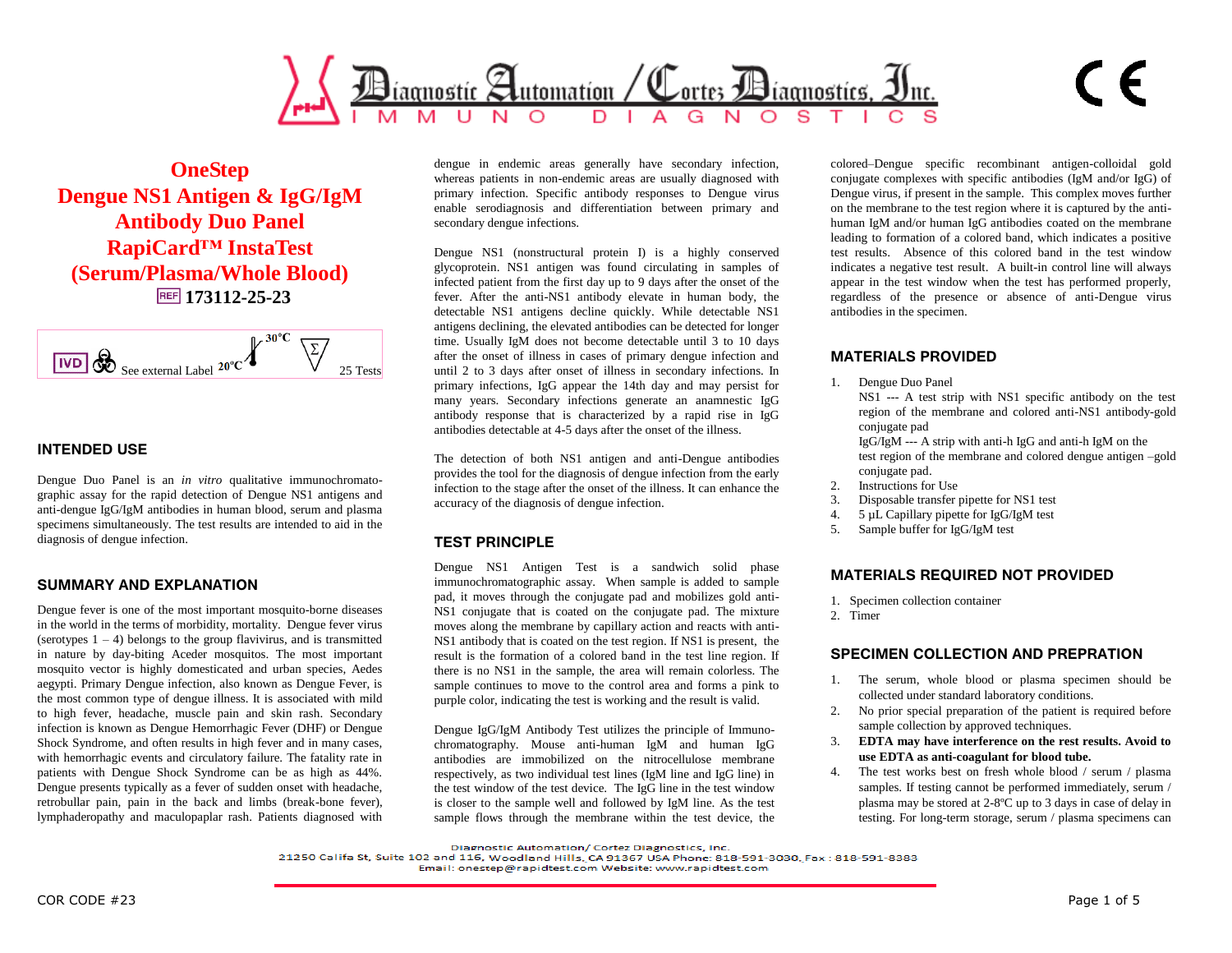# OneStep Dengue NS1 Antigen & IgG/IgM Antibody Duo Panel RapiCard™ InstaTest (Serum/Plasma/Whole Blood)

REF 173112-25-23

IVD See external Label 20°C 30°C 25 Tests

## INTENDED USE

Dengue Duo Panel is an *in vitro* qualitative immunochromatographic assay for the rapid detection of Dengue NS1 antigens and anti-dengue IgG/IgM antibodies in human blood, serum and plasma specimens simultaneously. The test results are intended to aid in the diagnosis of dengue infection.

## SUMMARY AND EXPLANATION

Dengue fever is one of the most important mosquito-borne diseases in the world in the terms of morbidity, mortality. Dengue fever virus (serotypes 1 – 4) belongs to the group flavivirus, and is transmitted in nature by day-biting Aceder mosquitos. The most important mosquito vector is highly domesticated and urban species, Aedes aegypti. Primary Dengue infection, also known as Dengue Fever, is the most common type of dengue illness. It is associated with mild to high fever, headache, muscle pain and skin rash. Secondary infection is known as Dengue Hemorrhagic Fever (DHF) or Dengue Shock Syndrome, and often results in high fever and in many cases, with hemorrhagic events and circulatory failure. The fatality rate in patients with Dengue Shock Syndrome can be as high as 44%. Dengue presents typically as a fever of sudden onset with headache, retrobulbar pain, pain in the back and limbs (break-bone fever), lymphaderopathy and maculopaplar rash. Patients diagnosed with dengue in endemic areas generally have secondary infection, whereas patients in non-endemic areas are usually diagnosed with primary infection. Specific antibody responses to Dengue virus enable serodiagnosis and differentiation between primary and secondary dengue infections.

Dengue NS1 (nonstructural protein I) is a highly conserved glycoprotein. NS1 antigen was found circulating in samples of infected patient from the first day up to 9 days after the onset of the fever. After the anti-NS1 antibody elevate in human body, the detectable NS1 antigens decline quickly. While detectable NS1 antigens declining, the elevated antibodies can be detected for longer time. Usually IgM does not become detectable until 3 to 10 days after the onset of illness in cases of primary dengue infection and until 2 to 3 days after onset of illness in secondary infections. In primary infections, IgG appear the 14th day and may persist for many years. Secondary infections generate an anamnestic IgG antibody response that is characterized by a rapid rise in IgG antibodies detectable at 4-5 days after the onset of the illness.

The detection of both NS1 antigen and anti-Dengue antibodies provides the tool for the diagnosis of dengue infection from the early infection to the stage after the onset of the illness. It can enhance the accuracy of the diagnosis of dengue infection.

## TEST PRINCIPLE

Dengue NS1 Antigen Test is a sandwich solid phase immunochromatographic assay. When sample is added to sample pad, it moves through the conjugate pad and mobilizes gold anti-NS1 conjugate that is coated on the conjugate pad. The mixture moves along the membrane by capillary action and reacts with anti-NS1 antibody that is coated on the test region. If NS1 is present, the result is the formation of a colored band in the test line region. If there is no NS1 in the sample, the area will remain colorless. The sample continues to move to the control area and forms a pink to purple color, indicating the test is working and the result is valid.

Dengue IgG/IgM Antibody Test utilizes the principle of Immunochromatography. Mouse anti-human IgM and human IgG antibodies are immobilized on the nitrocellulose membrane respectively, as two individual test lines (IgM line and IgG line) in the test window of the test device. The IgG line in the test window is closer to the sample well and followed by IgM line. As the test sample flows through the membrane within the test device, the colored–Dengue specific recombinant antigen-colloidal gold conjugate complexes with specific antibodies (IgM and/or IgG) of Dengue virus, if present in the sample. This complex moves further on the membrane to the test region where it is captured by the anti-human IgM and/or human IgG antibodies coated on the membrane leading to formation of a colored band, which indicates a positive test results. Absence of this colored band in the test window indicates a negative test result. A built-in control line will always appear in the test window when the test has performed properly, regardless of the presence or absence of anti-Dengue virus antibodies in the specimen.

## MATERIALS PROVIDED

1. Dengue Duo Panel
   NS1 --- A test strip with NS1 specific antibody on the test region of the membrane and colored anti-NS1 antibody-gold conjugate pad
   IgG/IgM --- A strip with anti-h IgG and anti-h IgM on the test region of the membrane and colored dengue antigen –gold conjugate pad.
2. Instructions for Use
3. Disposable transfer pipette for NS1 test
4. 5 µL Capillary pipette for IgG/IgM test
5. Sample buffer for IgG/IgM test

## MATERIALS REQUIRED NOT PROVIDED

1. Specimen collection container
2. Timer

## SPECIMEN COLLECTION AND PREPRATION

1. The serum, whole blood or plasma specimen should be collected under standard laboratory conditions.
2. No prior special preparation of the patient is required before sample collection by approved techniques.
3. **EDTA may have interference on the test results. Avoid to use EDTA as anti-coagulant for blood tube.**
4. The test works best on fresh whole blood / serum / plasma samples. If testing cannot be performed immediately, serum / plasma may be stored at 2-8ºC up to 3 days in case of delay in testing. For long-term storage, serum / plasma specimens can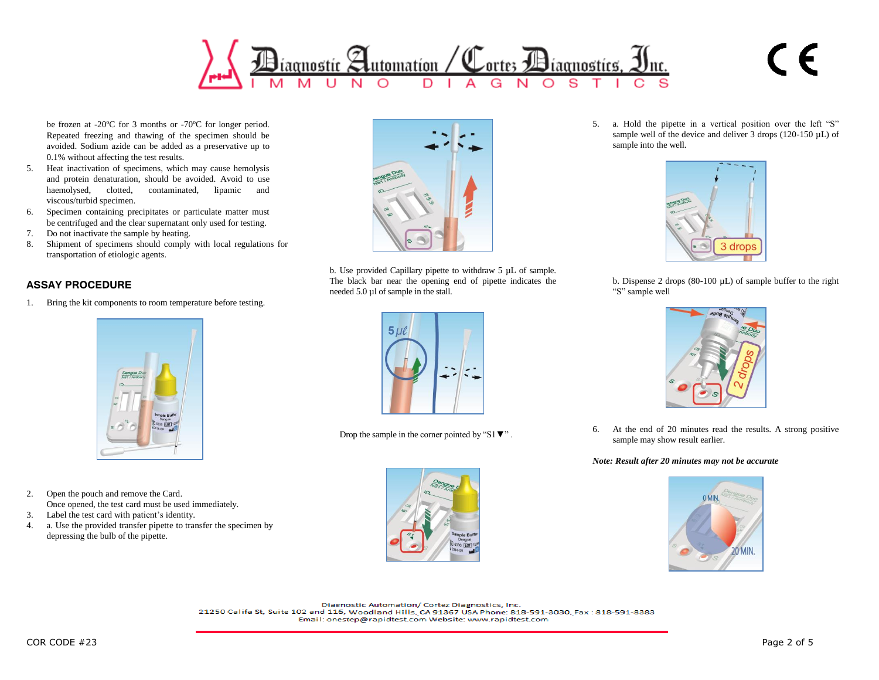be frozen at -20ºC for 3 months or -70ºC for longer period. Repeated freezing and thawing of the specimen should be avoided. Sodium azide can be added as a preservative up to 0.1% without affecting the test results.

5. Heat inactivation of specimens, which may cause hemolysis and protein denaturation, should be avoided. Avoid to use haemolysed, clotted, contaminated, lipamic and viscous/turbid specimen.
6. Specimen containing precipitates or particulate matter must be centrifuged and the clear supernatant only used for testing.
7. Do not inactivate the sample by heating.
8. Shipment of specimens should comply with local regulations for transportation of etiologic agents.

## ASSAY PROCEDURE

1. Bring the kit components to room temperature before testing.
2. Open the pouch and remove the Card.
   Once opened, the test card must be used immediately.
3. Label the test card with patient's identity.
4. a. Use the provided transfer pipette to transfer the specimen by depressing the bulb of the pipette.

   b. Use provided Capillary pipette to withdraw 5 µL of sample. The black bar near the opening end of pipette indicates the needed 5.0 µl of sample in the stall.

   Drop the sample in the corner pointed by "S1▼" .

5. a. Hold the pipette in a vertical position over the left "S" sample well of the device and deliver 3 drops (120-150 µL) of sample into the well.

   b. Dispense 2 drops (80-100 µL) of sample buffer to the right "S" sample well

6. At the end of 20 minutes read the results. A strong positive sample may show result earlier.

***Note: Result after 20 minutes may not be accurate***

Diagnostic Automation/ Cortez Diagnostics, Inc.
21250 Califa St, Suite 102 and 116, Woodland Hills, CA 91367 USA Phone: 818-591-3030, Fax : 818-591-8383
Email: onestep@rapidtest.com Website: www.rapidtest.com

COR CODE #23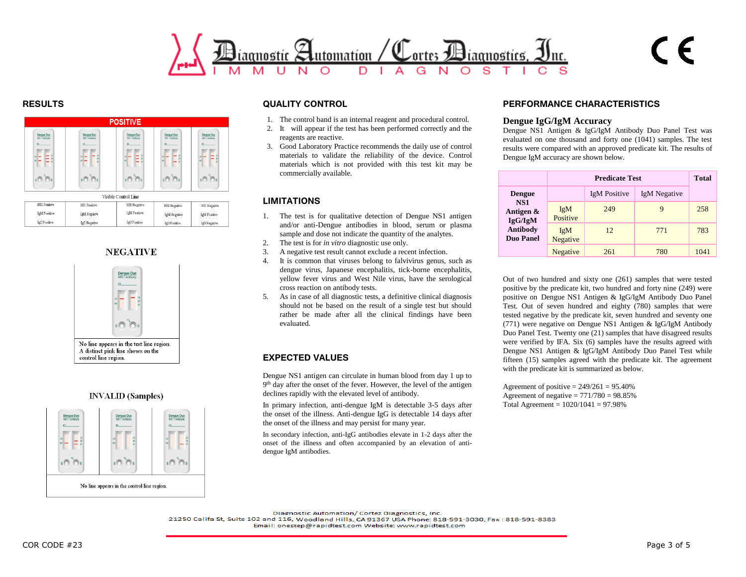## RESULTS

**POSITIVE**

Visible Control Line

| NS1 Positive | NS1 Positive | NS1 Negative | NS1 Negative | NS1 Negative |
|---|---|---|---|---|
| IgM Positive | IgM Negative | IgM Positive | IgM Negative | IgM Positive |
| IgG Positive | IgG Negative | IgG Positive | IgG Positive | IgG Negative |

**NEGATIVE**

No line appears in the test line region. A distinct pink line shows on the control line region.

**INVALID (Samples)**

No line appears in the control line region.

## QUALITY CONTROL

1. The control band is an internal reagent and procedural control.
2. It will appear if the test has been performed correctly and the reagents are reactive.
3. Good Laboratory Practice recommends the daily use of control materials to validate the reliability of the device. Control materials which is not provided with this test kit may be commercially available.

## LIMITATIONS

1. The test is for qualitative detection of Dengue NS1 antigen and/or anti-Dengue antibodies in blood, serum or plasma sample and dose not indicate the quantity of the analytes.
2. The test is for *in vitro* diagnostic use only.
3. A negative test result cannot exclude a recent infection.
4. It is common that viruses belong to falvivirus genus, such as dengue virus, Japanese encephalitis, tick-borne encephalitis, yellow fever virus and West Nile virus, have the serological cross reaction on antibody tests.
5. As in case of all diagnostic tests, a definitive clinical diagnosis should not be based on the result of a single test but should rather be made after all the clinical findings have been evaluated.

## EXPECTED VALUES

Dengue NS1 antigen can circulate in human blood from day 1 up to 9th day after the onset of the fever. However, the level of the antigen declines rapidly with the elevated level of antibody.

In primary infection, anti-dengue IgM is detectable 3-5 days after the onset of the illness. Anti-dengue IgG is detectable 14 days after the onset of the illness and may persist for many year.

In secondary infection, anti-IgG antibodies elevate in 1-2 days after the onset of the illness and often accompanied by an elevation of anti-dengue IgM antibodies.

## PERFORMANCE CHARACTERISTICS

### Dengue IgG/IgM Accuracy

Dengue NS1 Antigen & IgG/IgM Antibody Duo Panel Test was evaluated on one thousand and forty one (1041) samples. The test results were compared with an approved predicate kit. The results of Dengue IgM accuracy are shown below.

| | | Predicate Test | | Total |
|---|---|---|---|---|
| | | IgM Positive | IgM Negative | |
| **Dengue NS1 Antigen & IgG/IgM Antibody Duo Panel** | IgM Positive | 249 | 9 | 258 |
| | IgM Negative | 12 | 771 | 783 |
| | Negative | 261 | 780 | 1041 |

Out of two hundred and sixty one (261) samples that were tested positive by the predicate kit, two hundred and forty nine (249) were positive on Dengue NS1 Antigen & IgG/IgM Antibody Duo Panel Test. Out of seven hundred and eighty (780) samples that were tested negative by the predicate kit, seven hundred and seventy one (771) were negative on Dengue NS1 Antigen & IgG/IgM Antibody Duo Panel Test. Twenty one (21) samples that have disagreed results were verified by IFA. Six (6) samples have the results agreed with Dengue NS1 Antigen & IgG/IgM Antibody Duo Panel Test while fifteen (15) samples agreed with the predicate kit. The agreement with the predicate kit is summarized as below.

Agreement of positive = 249/261 = 95.40%
Agreement of negative = 771/780 = 98.85%
Total Agreement = 1020/1041 = 97.98%

Diagnostic Automation/ Cortez Diagnostics, Inc.
21250 Califa St, Suite 102 and 116, Woodland Hills, CA 91367 USA Phone: 818-591-3030, Fax : 818-591-8383
Email: onestep@rapidtest.com Website: www.rapidtest.com

COR CODE #23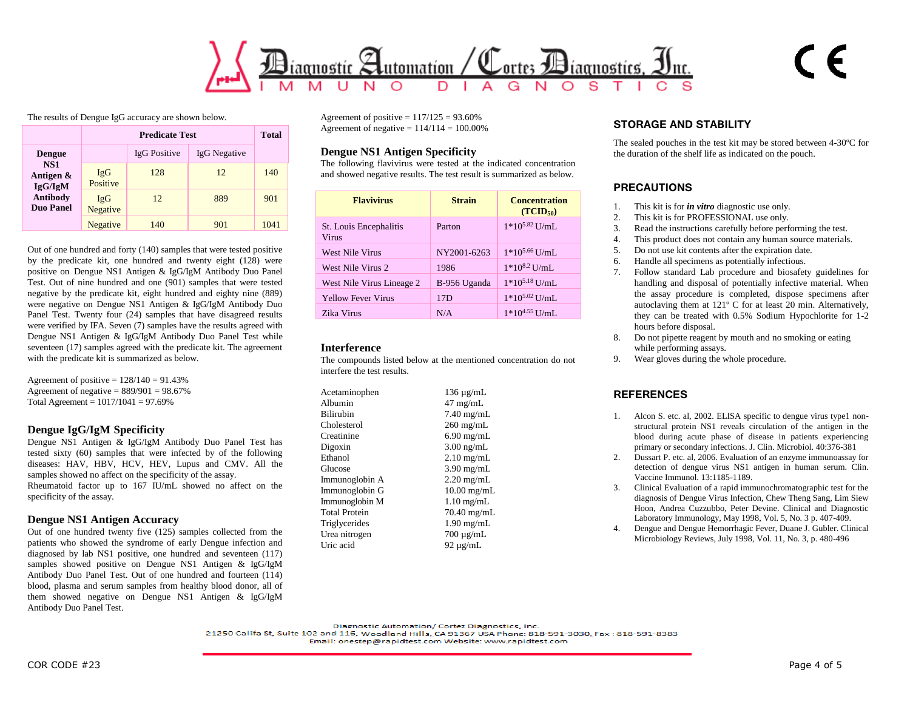The results of Dengue IgG accuracy are shown below.

| | | Predicate Test | | Total |
|---|---|---|---|---|
| **Dengue NS1 Antigen & IgG/IgM Antibody Duo Panel** | | IgG Positive | IgG Negative | |
| | IgG Positive | 128 | 12 | 140 |
| | IgG Negative | 12 | 889 | 901 |
| | Negative | 140 | 901 | 1041 |

Out of one hundred and forty (140) samples that were tested positive by the predicate kit, one hundred and twenty eight (128) were positive on Dengue NS1 Antigen & IgG/IgM Antibody Duo Panel Test. Out of nine hundred and one (901) samples that were tested negative by the predicate kit, eight hundred and eighty nine (889) were negative on Dengue NS1 Antigen & IgG/IgM Antibody Duo Panel Test. Twenty four (24) samples that have disagreed results were verified by IFA. Seven (7) samples have the results agreed with Dengue NS1 Antigen & IgG/IgM Antibody Duo Panel Test while seventeen (17) samples agreed with the predicate kit. The agreement with the predicate kit is summarized as below.

Agreement of positive = 128/140 = 91.43%
Agreement of negative = 889/901 = 98.67%
Total Agreement = 1017/1041 = 97.69%

### Dengue IgG/IgM Specificity

Dengue NS1 Antigen & IgG/IgM Antibody Duo Panel Test has tested sixty (60) samples that were infected by of the following diseases: HAV, HBV, HCV, HEV, Lupus and CMV. All the samples showed no affect on the specificity of the assay.
Rheumatoid factor up to 167 IU/mL showed no affect on the specificity of the assay.

### Dengue NS1 Antigen Accuracy

Out of one hundred twenty five (125) samples collected from the patients who showed the syndrome of early Dengue infection and diagnosed by lab NS1 positive, one hundred and seventeen (117) samples showed positive on Dengue NS1 Antigen & IgG/IgM Antibody Duo Panel Test. Out of one hundred and fourteen (114) blood, plasma and serum samples from healthy blood donor, all of them showed negative on Dengue NS1 Antigen & IgG/IgM Antibody Duo Panel Test.

Agreement of positive = 117/125 = 93.60%
Agreement of negative = 114/114 = 100.00%

### Dengue NS1 Antigen Specificity

The following flavivirus were tested at the indicated concentration and showed negative results. The test result is summarized as below.

| Flavivirus | Strain | Concentration ($TCID_{50}$) |
|---|---|---|
| St. Louis Encephalitis Virus | Parton | $1*10^{5.82}$ U/mL |
| West Nile Virus | NY2001-6263 | $1*10^{5.66}$ U/mL |
| West Nile Virus 2 | 1986 | $1*10^{8.2}$ U/mL |
| West Nile Virus Lineage 2 | B-956 Uganda | $1*10^{5.18}$ U/mL |
| Yellow Fever Virus | 17D | $1*10^{5.02}$ U/mL |
| Zika Virus | N/A | $1*10^{4.55}$ U/mL |

### Interference

The compounds listed below at the mentioned concentration do not interfere the test results.

| | |
|---|---|
| Acetaminophen | 136 µg/mL |
| Albumin | 47 mg/mL |
| Bilirubin | 7.40 mg/mL |
| Cholesterol | 260 mg/mL |
| Creatinine | 6.90 mg/mL |
| Digoxin | 3.00 ng/mL |
| Ethanol | 2.10 mg/mL |
| Glucose | 3.90 mg/mL |
| Immunoglobin A | 2.20 mg/mL |
| Immunoglobin G | 10.00 mg/mL |
| Immunoglobin M | 1.10 mg/mL |
| Total Protein | 70.40 mg/mL |
| Triglycerides | 1.90 mg/mL |
| Urea nitrogen | 700 µg/mL |
| Uric acid | 92 µg/mL |

## STORAGE AND STABILITY

The sealed pouches in the test kit may be stored between 4-30ºC for the duration of the shelf life as indicated on the pouch.

## PRECAUTIONS

1. This kit is for ***in vitro*** diagnostic use only.
2. This kit is for PROFESSIONAL use only.
3. Read the instructions carefully before performing the test.
4. This product does not contain any human source materials.
5. Do not use kit contents after the expiration date.
6. Handle all specimens as potentially infectious.
7. Follow standard Lab procedure and biosafety guidelines for handling and disposal of potentially infective material. When the assay procedure is completed, dispose specimens after autoclaving them at 121° C for at least 20 min. Alternatively, they can be treated with 0.5% Sodium Hypochlorite for 1-2 hours before disposal.
8. Do not pipette reagent by mouth and no smoking or eating while performing assays.
9. Wear gloves during the whole procedure.

## REFERENCES

1. Alcon S. etc. al, 2002. ELISA specific to dengue virus type1 non-structural protein NS1 reveals circulation of the antigen in the blood during acute phase of disease in patients experiencing primary or secondary infections. J. Clin. Microbiol. 40:376-381
2. Dussart P. etc. al, 2006. Evaluation of an enzyme immunoassay for detection of dengue virus NS1 antigen in human serum. Clin. Vaccine Immunol. 13:1185-1189.
3. Clinical Evaluation of a rapid immunochromatographic test for the diagnosis of Dengue Virus Infection, Chew Theng Sang, Lim Siew Hoon, Andrea Cuzzubbo, Peter Devine. Clinical and Diagnostic Laboratory Immunology, May 1998, Vol. 5, No. 3 p. 407-409.
4. Dengue and Dengue Hemorrhagic Fever, Duane J. Gubler. Clinical Microbiology Reviews, July 1998, Vol. 11, No. 3, p. 480-496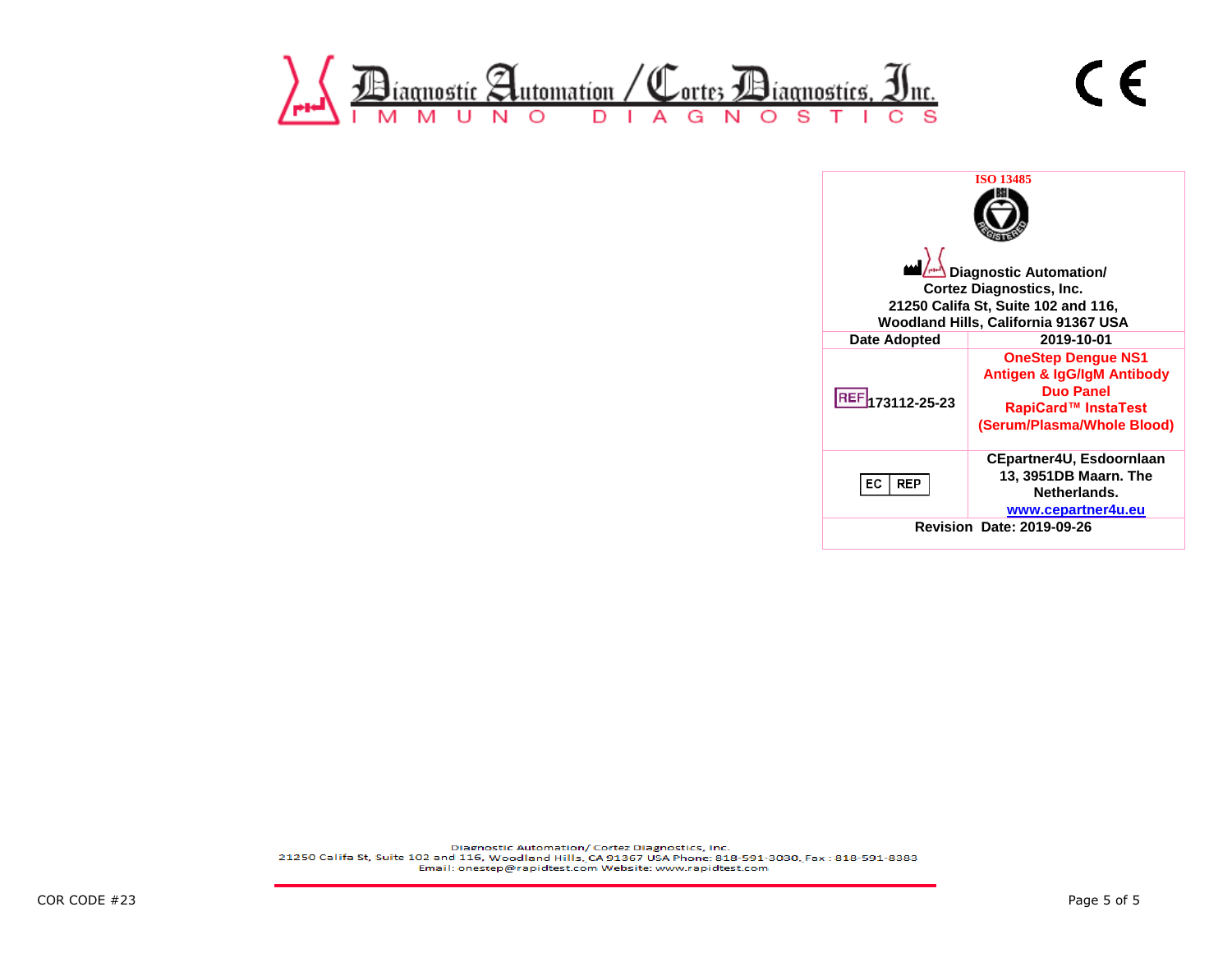| ISO 13485 | |
|---|---|
| Diagnostic Automation/ Cortez Diagnostics, Inc. 21250 Califa St, Suite 102 and 116, Woodland Hills, California 91367 USA | |
| Date Adopted | 2019-10-01 |
| REF 173112-25-23 | OneStep Dengue NS1 Antigen & IgG/IgM Antibody Duo Panel RapiCard™ InstaTest (Serum/Plasma/Whole Blood) |
| EC REP | CEpartner4U, Esdoornlaan 13, 3951DB Maarn. The Netherlands. www.cepartner4u.eu |
| Revision Date: 2019-09-26 | |